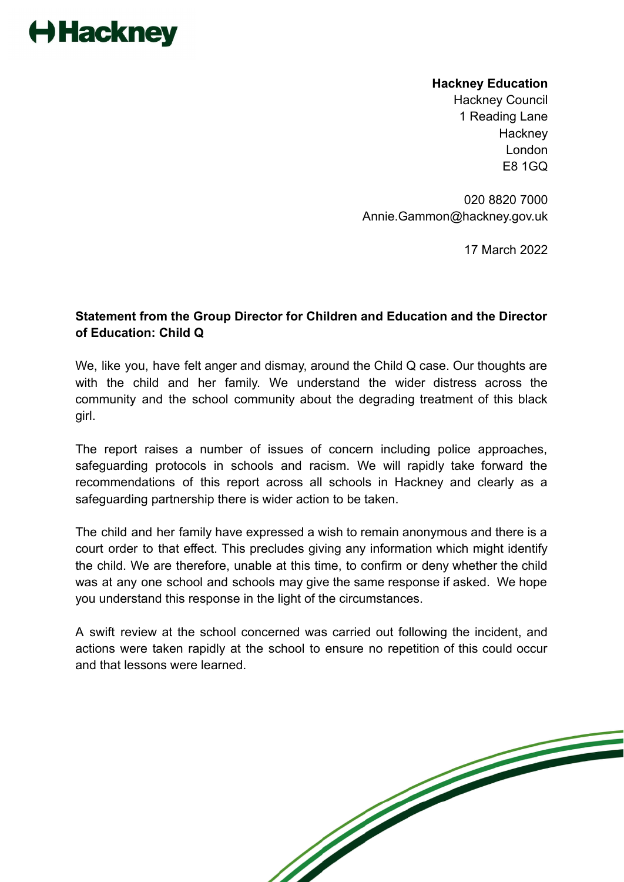Hackney

**Hackney Education**
Hackney Council
1 Reading Lane
Hackney
London
E8 1GQ

020 8820 7000
Annie.Gammon@hackney.gov.uk

17 March 2022

**Statement from the Group Director for Children and Education and the Director of Education: Child Q**

We, like you, have felt anger and dismay, around the Child Q case. Our thoughts are with the child and her family. We understand the wider distress across the community and the school community about the degrading treatment of this black girl.

The report raises a number of issues of concern including police approaches, safeguarding protocols in schools and racism. We will rapidly take forward the recommendations of this report across all schools in Hackney and clearly as a safeguarding partnership there is wider action to be taken.

The child and her family have expressed a wish to remain anonymous and there is a court order to that effect. This precludes giving any information which might identify the child. We are therefore, unable at this time, to confirm or deny whether the child was at any one school and schools may give the same response if asked. We hope you understand this response in the light of the circumstances.

A swift review at the school concerned was carried out following the incident, and actions were taken rapidly at the school to ensure no repetition of this could occur and that lessons were learned.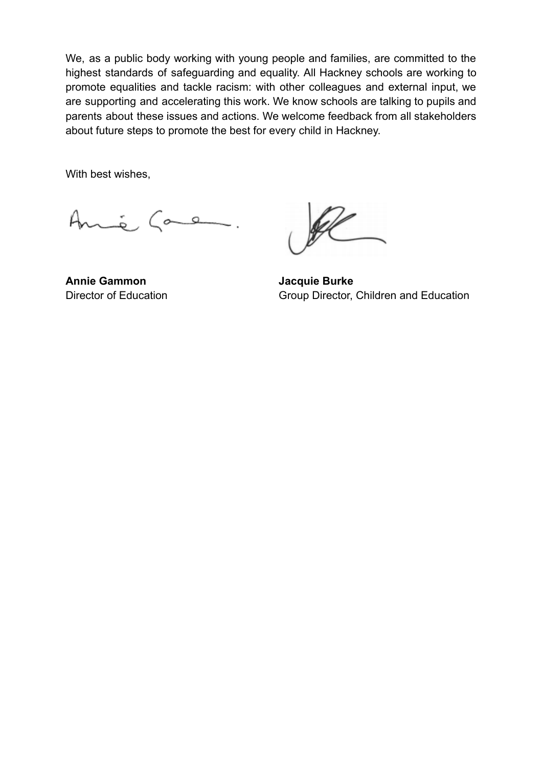We, as a public body working with young people and families, are committed to the highest standards of safeguarding and equality. All Hackney schools are working to promote equalities and tackle racism: with other colleagues and external input, we are supporting and accelerating this work. We know schools are talking to pupils and parents about these issues and actions. We welcome feedback from all stakeholders about future steps to promote the best for every child in Hackney.

With best wishes,

**Annie Gammon**
Director of Education

**Jacquie Burke**
Group Director, Children and Education